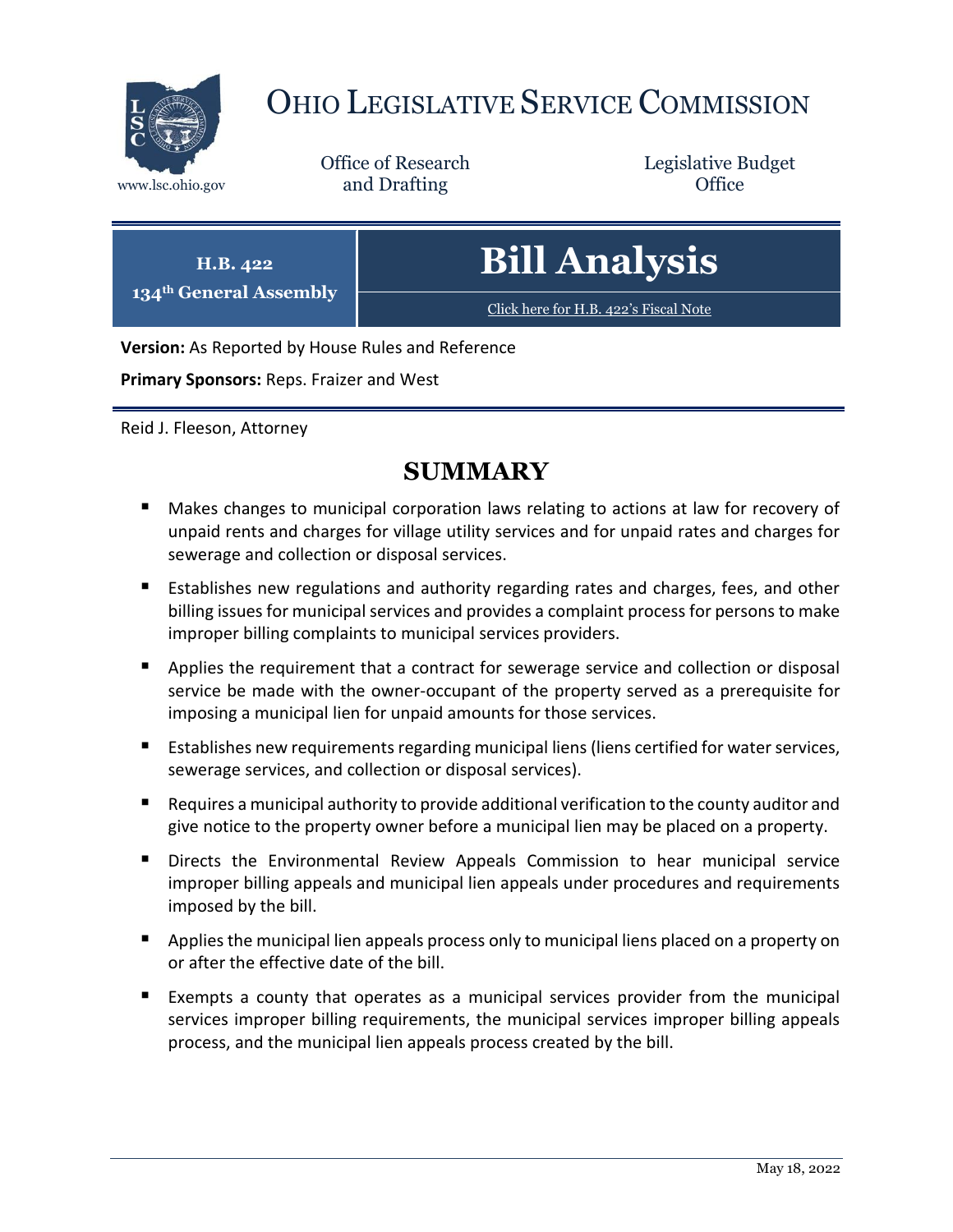# OHIO LEGISLATIVE SERVICE COMMISSION

www.lsc.ohio.gov

Office of Research and Drafting

Legislative Budget Office

**H.B. 422**
**134th General Assembly**

# Bill Analysis

Click here for H.B. 422's Fiscal Note

**Version:** As Reported by House Rules and Reference

**Primary Sponsors:** Reps. Fraizer and West

Reid J. Fleeson, Attorney

## SUMMARY

- Makes changes to municipal corporation laws relating to actions at law for recovery of unpaid rents and charges for village utility services and for unpaid rates and charges for sewerage and collection or disposal services.
- Establishes new regulations and authority regarding rates and charges, fees, and other billing issues for municipal services and provides a complaint process for persons to make improper billing complaints to municipal services providers.
- Applies the requirement that a contract for sewerage service and collection or disposal service be made with the owner-occupant of the property served as a prerequisite for imposing a municipal lien for unpaid amounts for those services.
- Establishes new requirements regarding municipal liens (liens certified for water services, sewerage services, and collection or disposal services).
- Requires a municipal authority to provide additional verification to the county auditor and give notice to the property owner before a municipal lien may be placed on a property.
- Directs the Environmental Review Appeals Commission to hear municipal service improper billing appeals and municipal lien appeals under procedures and requirements imposed by the bill.
- Applies the municipal lien appeals process only to municipal liens placed on a property on or after the effective date of the bill.
- Exempts a county that operates as a municipal services provider from the municipal services improper billing requirements, the municipal services improper billing appeals process, and the municipal lien appeals process created by the bill.

May 18, 2022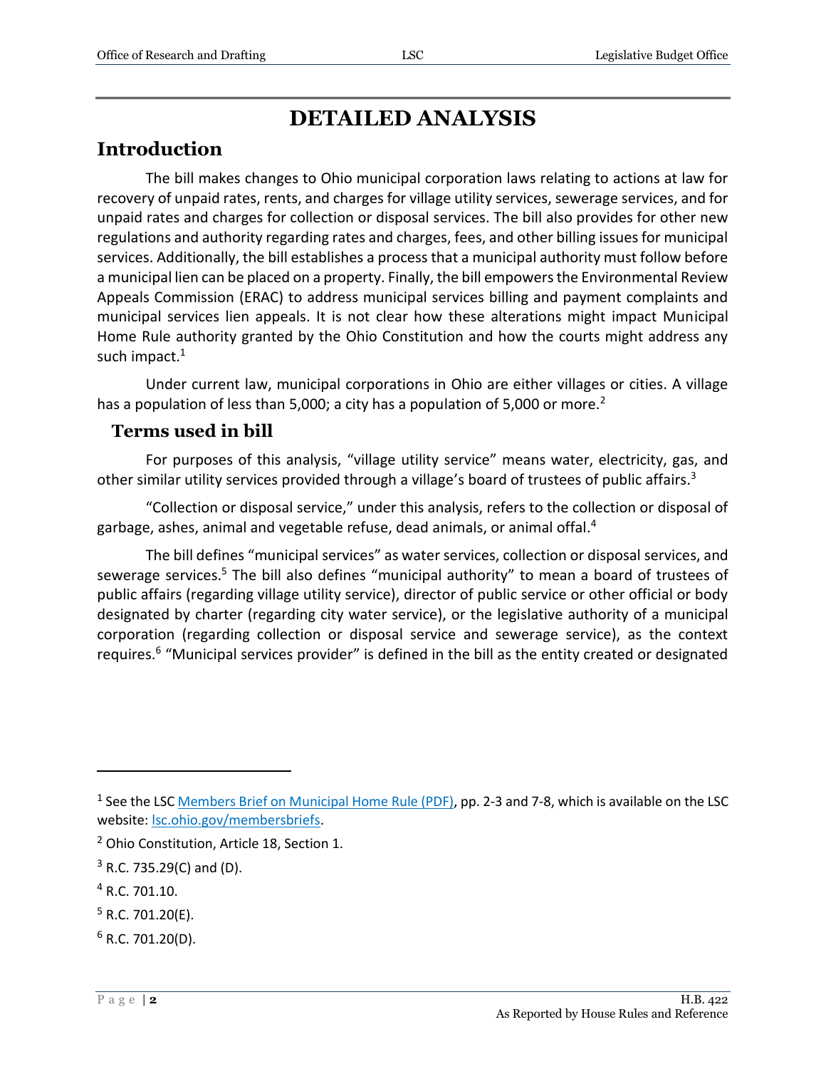# DETAILED ANALYSIS

## Introduction

The bill makes changes to Ohio municipal corporation laws relating to actions at law for recovery of unpaid rates, rents, and charges for village utility services, sewerage services, and for unpaid rates and charges for collection or disposal services. The bill also provides for other new regulations and authority regarding rates and charges, fees, and other billing issues for municipal services. Additionally, the bill establishes a process that a municipal authority must follow before a municipal lien can be placed on a property. Finally, the bill empowers the Environmental Review Appeals Commission (ERAC) to address municipal services billing and payment complaints and municipal services lien appeals. It is not clear how these alterations might impact Municipal Home Rule authority granted by the Ohio Constitution and how the courts might address any such impact.[1]

Under current law, municipal corporations in Ohio are either villages or cities. A village has a population of less than 5,000; a city has a population of 5,000 or more.[2]

### Terms used in bill

For purposes of this analysis, "village utility service" means water, electricity, gas, and other similar utility services provided through a village's board of trustees of public affairs.[3]

"Collection or disposal service," under this analysis, refers to the collection or disposal of garbage, ashes, animal and vegetable refuse, dead animals, or animal offal.[4]

The bill defines "municipal services" as water services, collection or disposal services, and sewerage services.[5] The bill also defines "municipal authority" to mean a board of trustees of public affairs (regarding village utility service), director of public service or other official or body designated by charter (regarding city water service), or the legislative authority of a municipal corporation (regarding collection or disposal service and sewerage service), as the context requires.[6] "Municipal services provider" is defined in the bill as the entity created or designated

---

[1] See the LSC Members Brief on Municipal Home Rule (PDF), pp. 2-3 and 7-8, which is available on the LSC website: lsc.ohio.gov/membersbriefs.

[2] Ohio Constitution, Article 18, Section 1.

[3] R.C. 735.29(C) and (D).

[4] R.C. 701.10.

[5] R.C. 701.20(E).

[6] R.C. 701.20(D).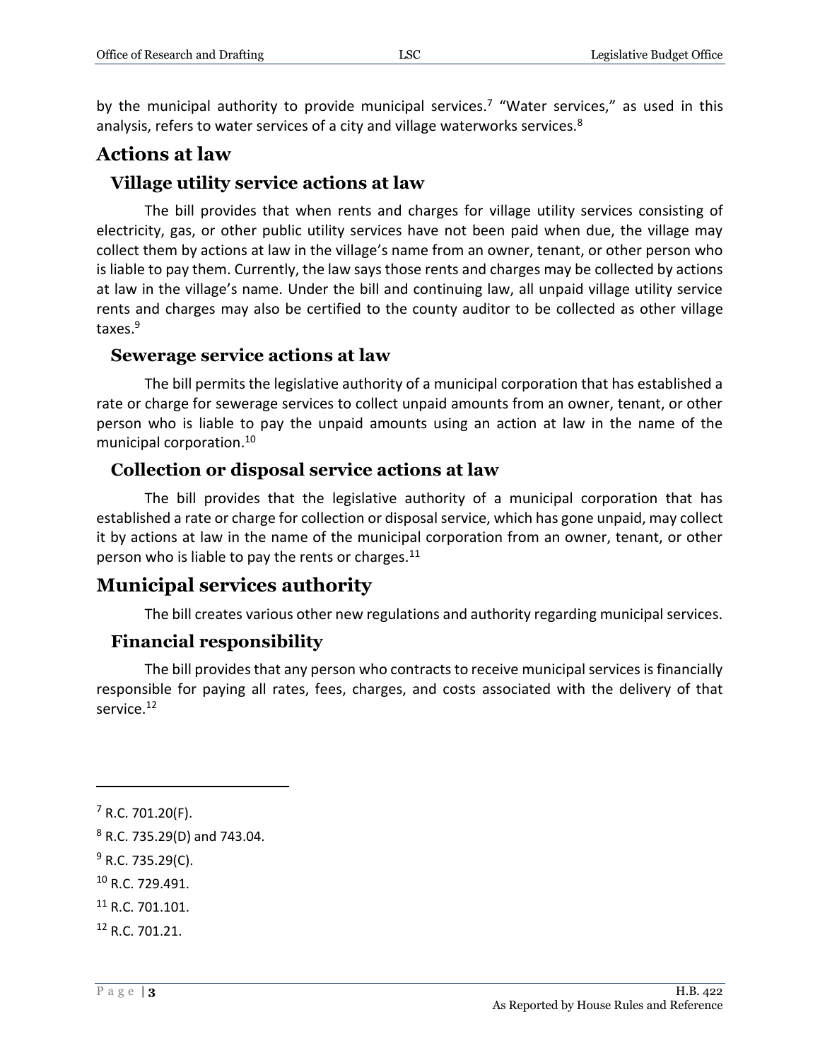by the municipal authority to provide municipal services.[7] "Water services," as used in this analysis, refers to water services of a city and village waterworks services.[8]

## Actions at law

### Village utility service actions at law

The bill provides that when rents and charges for village utility services consisting of electricity, gas, or other public utility services have not been paid when due, the village may collect them by actions at law in the village's name from an owner, tenant, or other person who is liable to pay them. Currently, the law says those rents and charges may be collected by actions at law in the village's name. Under the bill and continuing law, all unpaid village utility service rents and charges may also be certified to the county auditor to be collected as other village taxes.[9]

### Sewerage service actions at law

The bill permits the legislative authority of a municipal corporation that has established a rate or charge for sewerage services to collect unpaid amounts from an owner, tenant, or other person who is liable to pay the unpaid amounts using an action at law in the name of the municipal corporation.[10]

### Collection or disposal service actions at law

The bill provides that the legislative authority of a municipal corporation that has established a rate or charge for collection or disposal service, which has gone unpaid, may collect it by actions at law in the name of the municipal corporation from an owner, tenant, or other person who is liable to pay the rents or charges.[11]

## Municipal services authority

The bill creates various other new regulations and authority regarding municipal services.

### Financial responsibility

The bill provides that any person who contracts to receive municipal services is financially responsible for paying all rates, fees, charges, and costs associated with the delivery of that service.[12]

---

[7] R.C. 701.20(F).

[8] R.C. 735.29(D) and 743.04.

[9] R.C. 735.29(C).

[10] R.C. 729.491.

[11] R.C. 701.101.

[12] R.C. 701.21.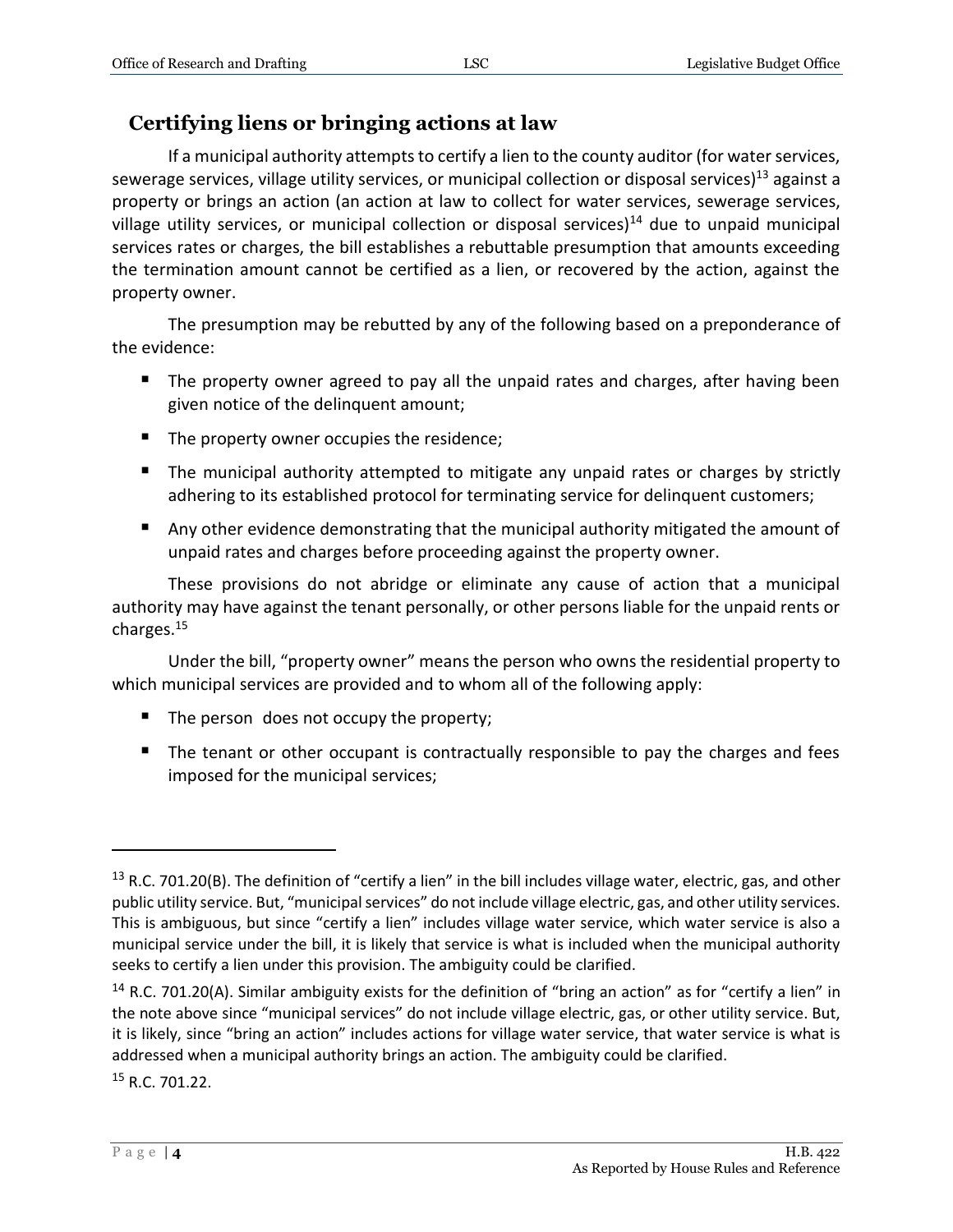## Certifying liens or bringing actions at law

If a municipal authority attempts to certify a lien to the county auditor (for water services, sewerage services, village utility services, or municipal collection or disposal services)[13] against a property or brings an action (an action at law to collect for water services, sewerage services, village utility services, or municipal collection or disposal services)[14] due to unpaid municipal services rates or charges, the bill establishes a rebuttable presumption that amounts exceeding the termination amount cannot be certified as a lien, or recovered by the action, against the property owner.

The presumption may be rebutted by any of the following based on a preponderance of the evidence:

- The property owner agreed to pay all the unpaid rates and charges, after having been given notice of the delinquent amount;
- The property owner occupies the residence;
- The municipal authority attempted to mitigate any unpaid rates or charges by strictly adhering to its established protocol for terminating service for delinquent customers;
- Any other evidence demonstrating that the municipal authority mitigated the amount of unpaid rates and charges before proceeding against the property owner.

These provisions do not abridge or eliminate any cause of action that a municipal authority may have against the tenant personally, or other persons liable for the unpaid rents or charges.[15]

Under the bill, "property owner" means the person who owns the residential property to which municipal services are provided and to whom all of the following apply:

- The person does not occupy the property;
- The tenant or other occupant is contractually responsible to pay the charges and fees imposed for the municipal services;

---

[13] R.C. 701.20(B). The definition of "certify a lien" in the bill includes village water, electric, gas, and other public utility service. But, "municipal services" do not include village electric, gas, and other utility services. This is ambiguous, but since "certify a lien" includes village water service, which water service is also a municipal service under the bill, it is likely that service is what is included when the municipal authority seeks to certify a lien under this provision. The ambiguity could be clarified.

[14] R.C. 701.20(A). Similar ambiguity exists for the definition of "bring an action" as for "certify a lien" in the note above since "municipal services" do not include village electric, gas, or other utility service. But, it is likely, since "bring an action" includes actions for village water service, that water service is what is addressed when a municipal authority brings an action. The ambiguity could be clarified.

[15] R.C. 701.22.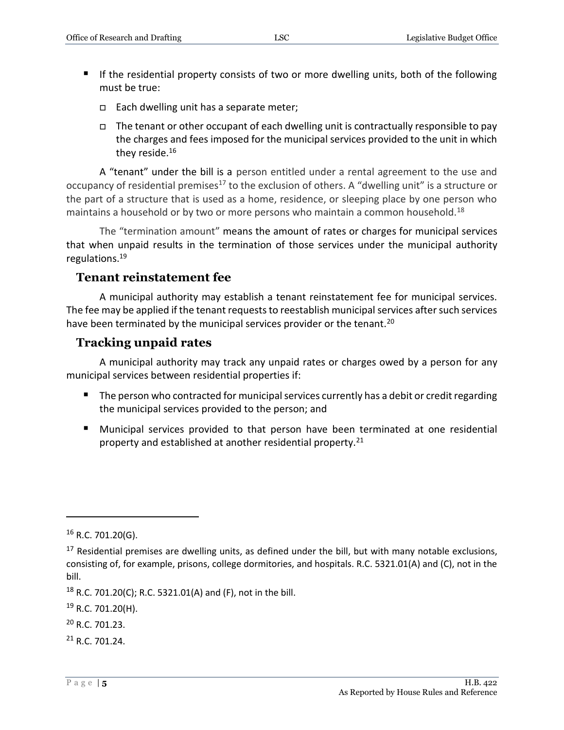- If the residential property consists of two or more dwelling units, both of the following must be true:
  - Each dwelling unit has a separate meter;
  - The tenant or other occupant of each dwelling unit is contractually responsible to pay the charges and fees imposed for the municipal services provided to the unit in which they reside.[16]

A "tenant" under the bill is a person entitled under a rental agreement to the use and occupancy of residential premises[17] to the exclusion of others. A "dwelling unit" is a structure or the part of a structure that is used as a home, residence, or sleeping place by one person who maintains a household or by two or more persons who maintain a common household.[18]

The "termination amount" means the amount of rates or charges for municipal services that when unpaid results in the termination of those services under the municipal authority regulations.[19]

## Tenant reinstatement fee

A municipal authority may establish a tenant reinstatement fee for municipal services. The fee may be applied if the tenant requests to reestablish municipal services after such services have been terminated by the municipal services provider or the tenant.[20]

## Tracking unpaid rates

A municipal authority may track any unpaid rates or charges owed by a person for any municipal services between residential properties if:

- The person who contracted for municipal services currently has a debit or credit regarding the municipal services provided to the person; and
- Municipal services provided to that person have been terminated at one residential property and established at another residential property.[21]

---

[16] R.C. 701.20(G).

[17] Residential premises are dwelling units, as defined under the bill, but with many notable exclusions, consisting of, for example, prisons, college dormitories, and hospitals. R.C. 5321.01(A) and (C), not in the bill.

[18] R.C. 701.20(C); R.C. 5321.01(A) and (F), not in the bill.

[19] R.C. 701.20(H).

[20] R.C. 701.23.

[21] R.C. 701.24.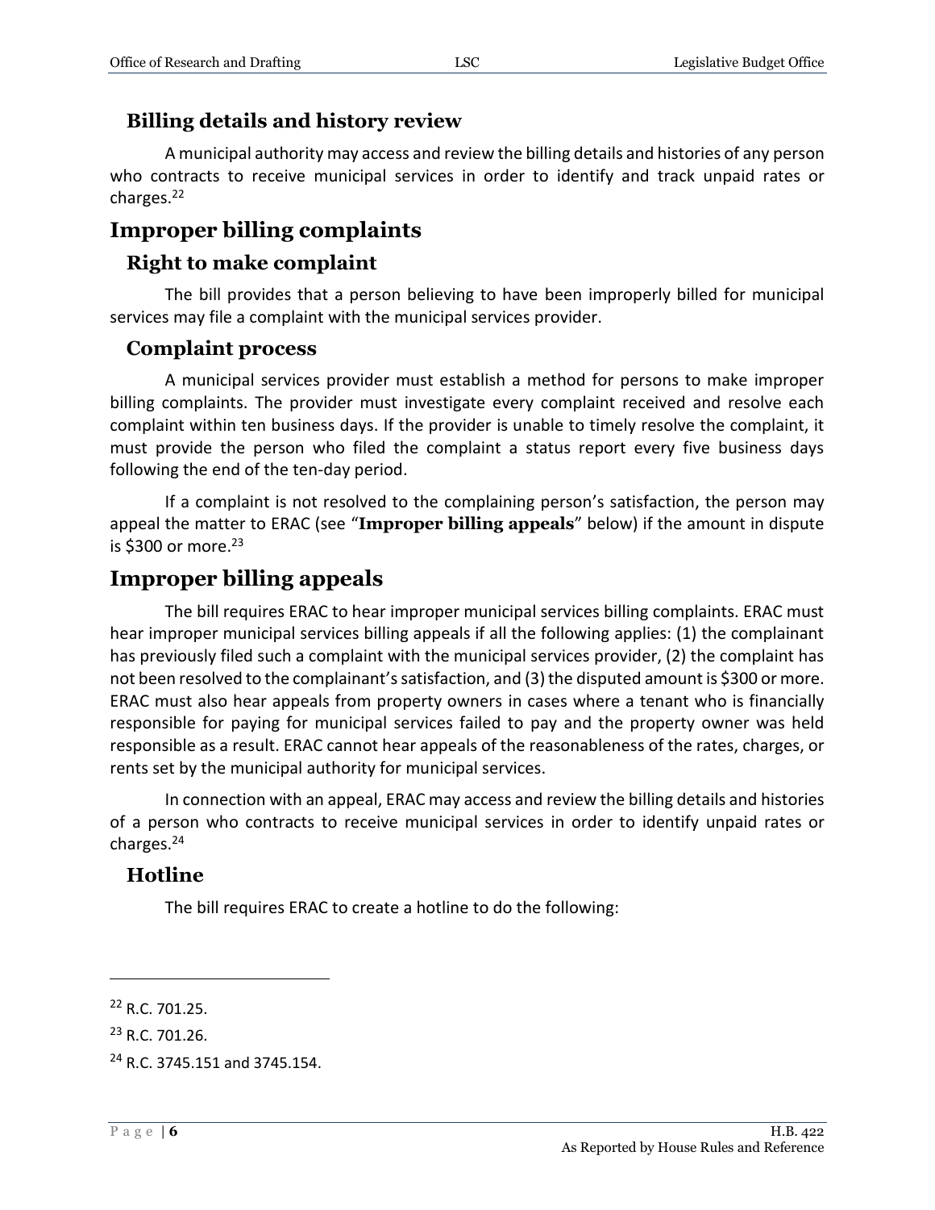### Billing details and history review

A municipal authority may access and review the billing details and histories of any person who contracts to receive municipal services in order to identify and track unpaid rates or charges.[22]

## Improper billing complaints

### Right to make complaint

The bill provides that a person believing to have been improperly billed for municipal services may file a complaint with the municipal services provider.

### Complaint process

A municipal services provider must establish a method for persons to make improper billing complaints. The provider must investigate every complaint received and resolve each complaint within ten business days. If the provider is unable to timely resolve the complaint, it must provide the person who filed the complaint a status report every five business days following the end of the ten-day period.

If a complaint is not resolved to the complaining person's satisfaction, the person may appeal the matter to ERAC (see "**Improper billing appeals**" below) if the amount in dispute is $300 or more.[23]

## Improper billing appeals

The bill requires ERAC to hear improper municipal services billing complaints. ERAC must hear improper municipal services billing appeals if all the following applies: (1) the complainant has previously filed such a complaint with the municipal services provider, (2) the complaint has not been resolved to the complainant's satisfaction, and (3) the disputed amount is $300 or more. ERAC must also hear appeals from property owners in cases where a tenant who is financially responsible for paying for municipal services failed to pay and the property owner was held responsible as a result. ERAC cannot hear appeals of the reasonableness of the rates, charges, or rents set by the municipal authority for municipal services.

In connection with an appeal, ERAC may access and review the billing details and histories of a person who contracts to receive municipal services in order to identify unpaid rates or charges.[24]

### Hotline

The bill requires ERAC to create a hotline to do the following:

---

[22] R.C. 701.25.

[23] R.C. 701.26.

[24] R.C. 3745.151 and 3745.154.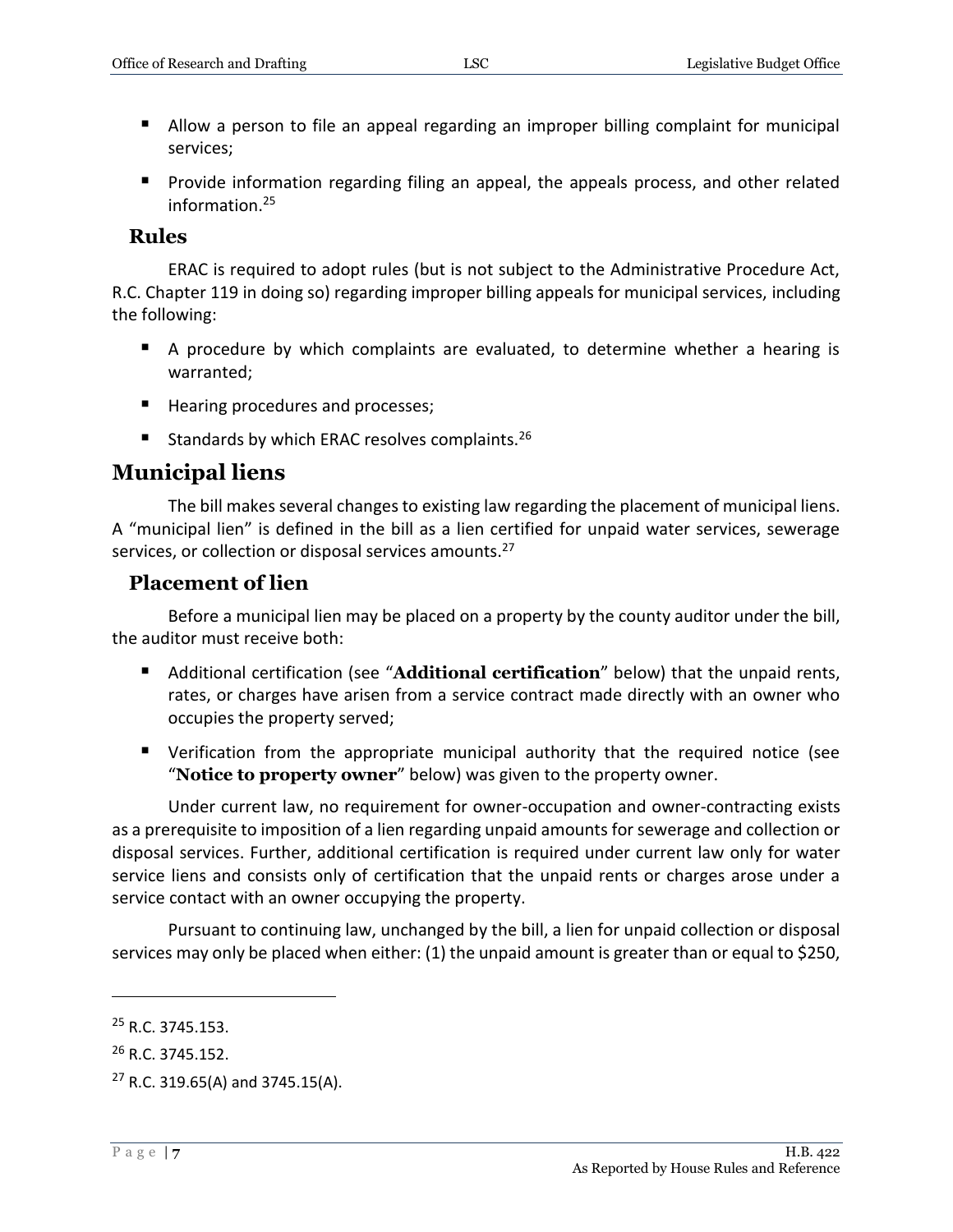- Allow a person to file an appeal regarding an improper billing complaint for municipal services;
- Provide information regarding filing an appeal, the appeals process, and other related information.[25]

### Rules

ERAC is required to adopt rules (but is not subject to the Administrative Procedure Act, R.C. Chapter 119 in doing so) regarding improper billing appeals for municipal services, including the following:

- A procedure by which complaints are evaluated, to determine whether a hearing is warranted;
- Hearing procedures and processes;
- Standards by which ERAC resolves complaints.[26]

## Municipal liens

The bill makes several changes to existing law regarding the placement of municipal liens. A "municipal lien" is defined in the bill as a lien certified for unpaid water services, sewerage services, or collection or disposal services amounts.[27]

### Placement of lien

Before a municipal lien may be placed on a property by the county auditor under the bill, the auditor must receive both:

- Additional certification (see "**Additional certification**" below) that the unpaid rents, rates, or charges have arisen from a service contract made directly with an owner who occupies the property served;
- Verification from the appropriate municipal authority that the required notice (see "**Notice to property owner**" below) was given to the property owner.

Under current law, no requirement for owner-occupation and owner-contracting exists as a prerequisite to imposition of a lien regarding unpaid amounts for sewerage and collection or disposal services. Further, additional certification is required under current law only for water service liens and consists only of certification that the unpaid rents or charges arose under a service contact with an owner occupying the property.

Pursuant to continuing law, unchanged by the bill, a lien for unpaid collection or disposal services may only be placed when either: (1) the unpaid amount is greater than or equal to $250,

---

[25] R.C. 3745.153.

[26] R.C. 3745.152.

[27] R.C. 319.65(A) and 3745.15(A).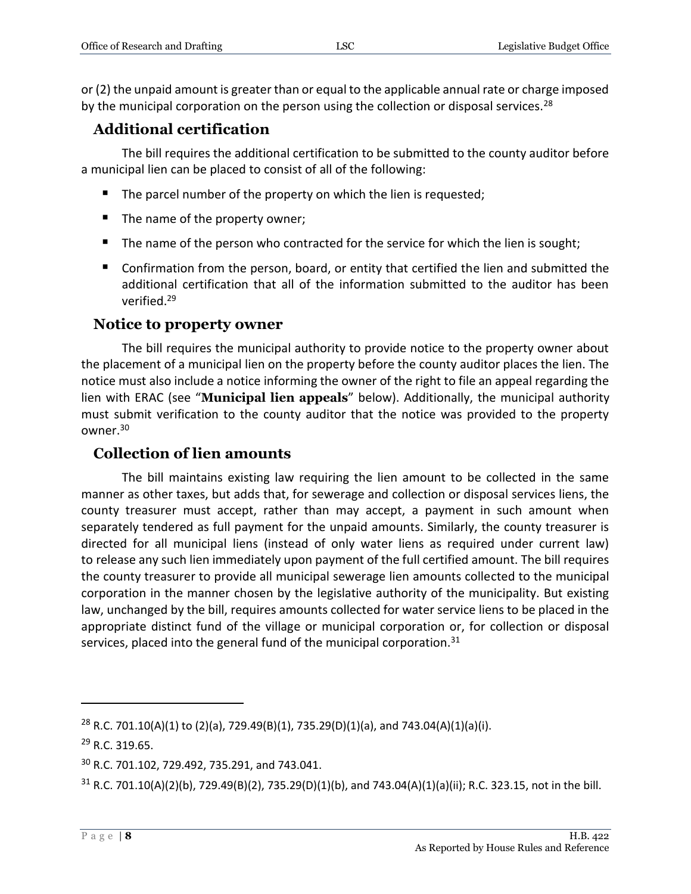or (2) the unpaid amount is greater than or equal to the applicable annual rate or charge imposed by the municipal corporation on the person using the collection or disposal services.[28]

## Additional certification

The bill requires the additional certification to be submitted to the county auditor before a municipal lien can be placed to consist of all of the following:

- The parcel number of the property on which the lien is requested;
- The name of the property owner;
- The name of the person who contracted for the service for which the lien is sought;
- Confirmation from the person, board, or entity that certified the lien and submitted the additional certification that all of the information submitted to the auditor has been verified.[29]

## Notice to property owner

The bill requires the municipal authority to provide notice to the property owner about the placement of a municipal lien on the property before the county auditor places the lien. The notice must also include a notice informing the owner of the right to file an appeal regarding the lien with ERAC (see "**Municipal lien appeals**" below). Additionally, the municipal authority must submit verification to the county auditor that the notice was provided to the property owner.[30]

## Collection of lien amounts

The bill maintains existing law requiring the lien amount to be collected in the same manner as other taxes, but adds that, for sewerage and collection or disposal services liens, the county treasurer must accept, rather than may accept, a payment in such amount when separately tendered as full payment for the unpaid amounts. Similarly, the county treasurer is directed for all municipal liens (instead of only water liens as required under current law) to release any such lien immediately upon payment of the full certified amount. The bill requires the county treasurer to provide all municipal sewerage lien amounts collected to the municipal corporation in the manner chosen by the legislative authority of the municipality. But existing law, unchanged by the bill, requires amounts collected for water service liens to be placed in the appropriate distinct fund of the village or municipal corporation or, for collection or disposal services, placed into the general fund of the municipal corporation.[31]

---

[28] R.C. 701.10(A)(1) to (2)(a), 729.49(B)(1), 735.29(D)(1)(a), and 743.04(A)(1)(a)(i).

[29] R.C. 319.65.

[30] R.C. 701.102, 729.492, 735.291, and 743.041.

[31] R.C. 701.10(A)(2)(b), 729.49(B)(2), 735.29(D)(1)(b), and 743.04(A)(1)(a)(ii); R.C. 323.15, not in the bill.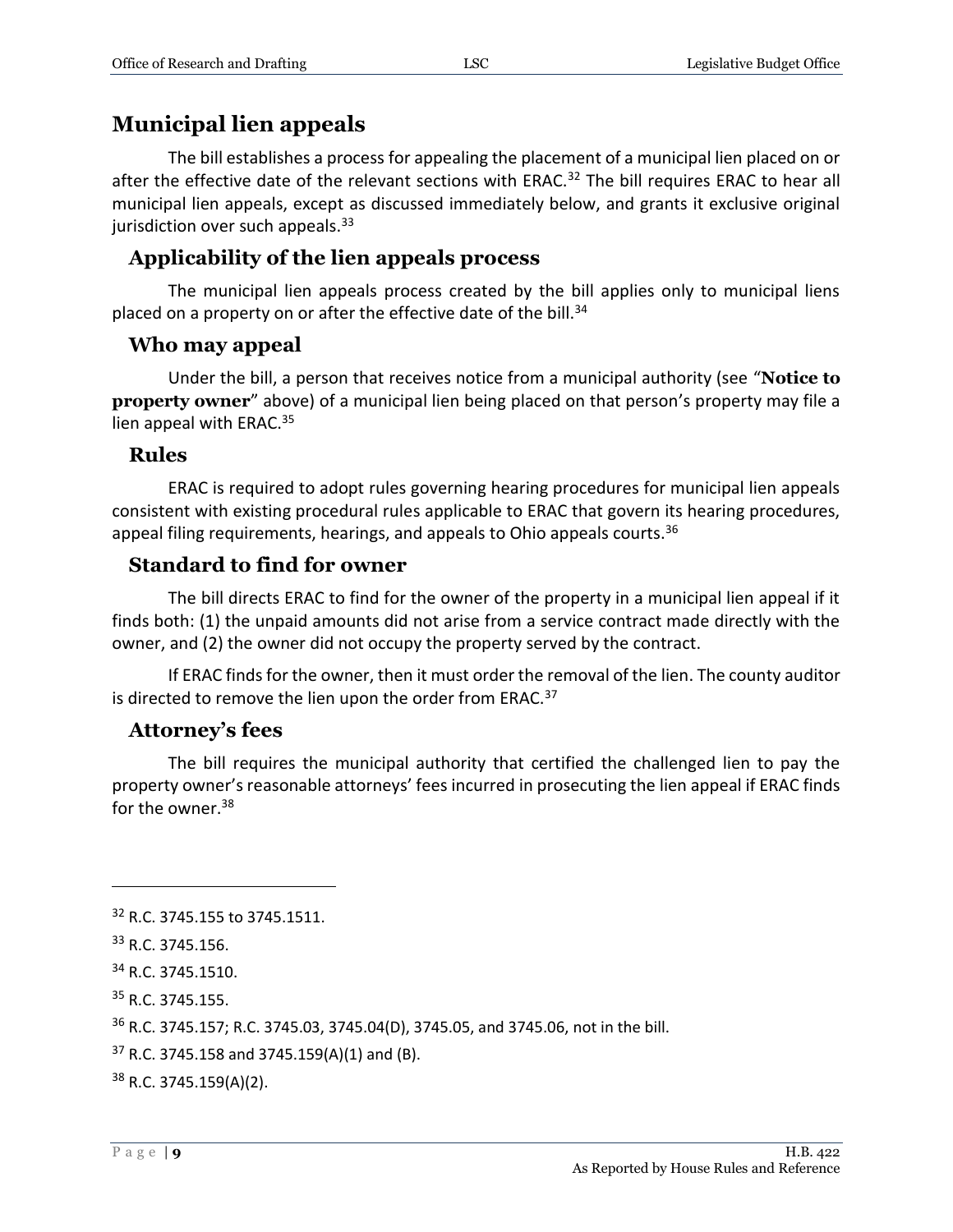## Municipal lien appeals

The bill establishes a process for appealing the placement of a municipal lien placed on or after the effective date of the relevant sections with ERAC.[32] The bill requires ERAC to hear all municipal lien appeals, except as discussed immediately below, and grants it exclusive original jurisdiction over such appeals.[33]

### Applicability of the lien appeals process

The municipal lien appeals process created by the bill applies only to municipal liens placed on a property on or after the effective date of the bill.[34]

### Who may appeal

Under the bill, a person that receives notice from a municipal authority (see "**Notice to property owner**" above) of a municipal lien being placed on that person's property may file a lien appeal with ERAC.[35]

### Rules

ERAC is required to adopt rules governing hearing procedures for municipal lien appeals consistent with existing procedural rules applicable to ERAC that govern its hearing procedures, appeal filing requirements, hearings, and appeals to Ohio appeals courts.[36]

### Standard to find for owner

The bill directs ERAC to find for the owner of the property in a municipal lien appeal if it finds both: (1) the unpaid amounts did not arise from a service contract made directly with the owner, and (2) the owner did not occupy the property served by the contract.

If ERAC finds for the owner, then it must order the removal of the lien. The county auditor is directed to remove the lien upon the order from ERAC.[37]

### Attorney's fees

The bill requires the municipal authority that certified the challenged lien to pay the property owner's reasonable attorneys' fees incurred in prosecuting the lien appeal if ERAC finds for the owner.[38]

---

[32] R.C. 3745.155 to 3745.1511.

[33] R.C. 3745.156.

[34] R.C. 3745.1510.

[35] R.C. 3745.155.

[36] R.C. 3745.157; R.C. 3745.03, 3745.04(D), 3745.05, and 3745.06, not in the bill.

[37] R.C. 3745.158 and 3745.159(A)(1) and (B).

[38] R.C. 3745.159(A)(2).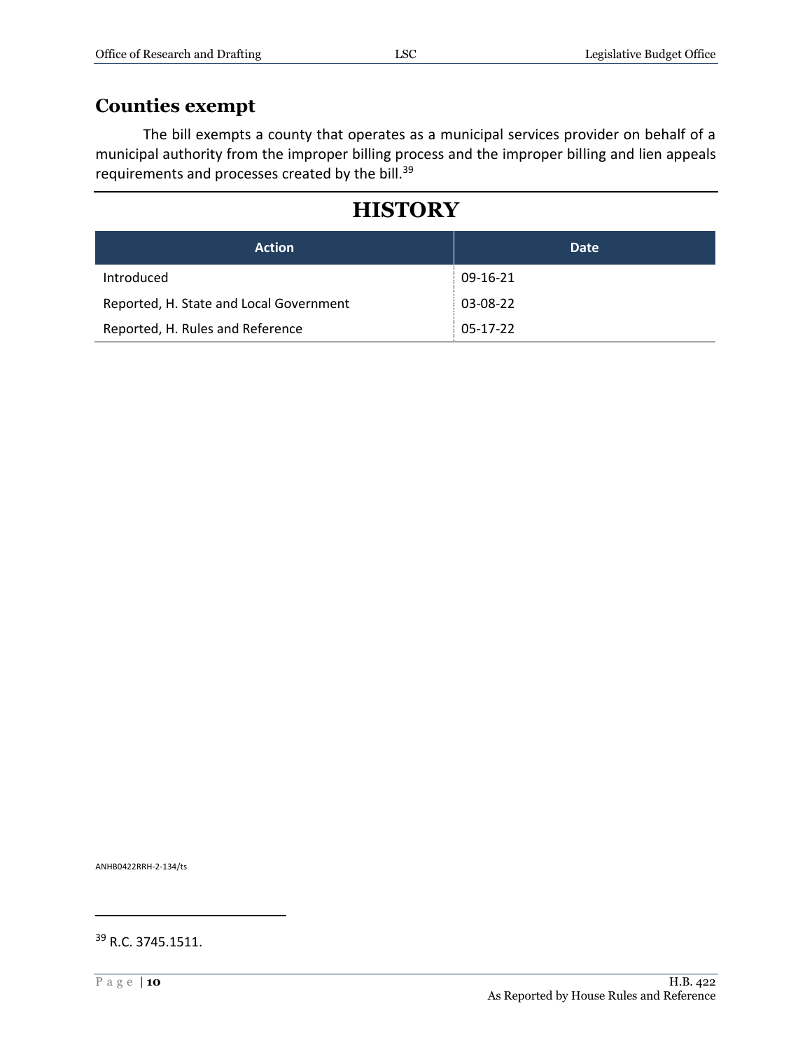## Counties exempt

The bill exempts a county that operates as a municipal services provider on behalf of a municipal authority from the improper billing process and the improper billing and lien appeals requirements and processes created by the bill.[39]

# HISTORY

| Action | Date |
|---|---|
| Introduced | 09-16-21 |
| Reported, H. State and Local Government | 03-08-22 |
| Reported, H. Rules and Reference | 05-17-22 |

ANHB0422RRH-2-134/ts

[39] R.C. 3745.1511.